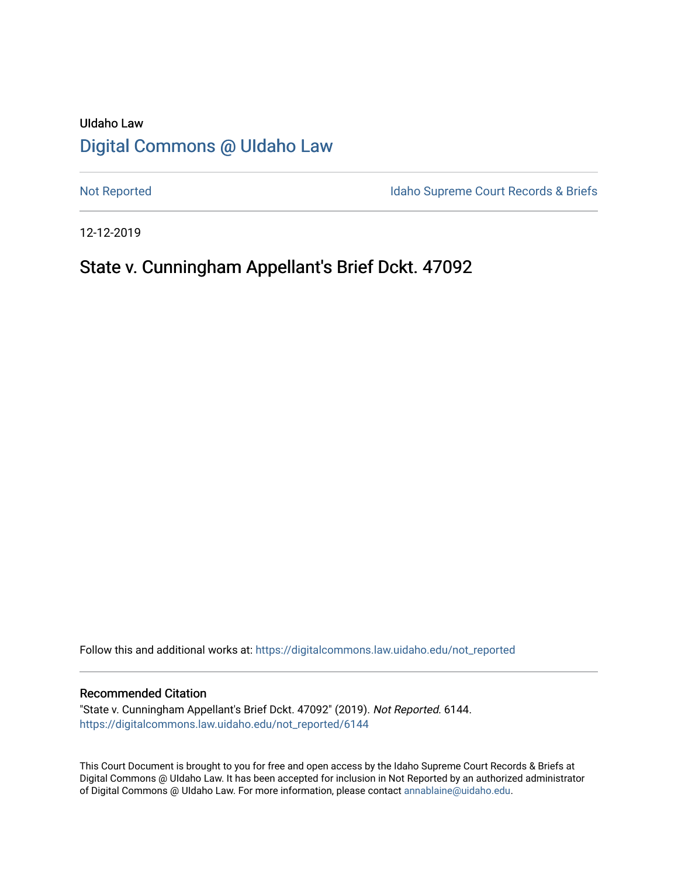UIdaho Law

# Digital Commons @ UIdaho Law

Not Reported

Idaho Supreme Court Records & Briefs

12-12-2019

## State v. Cunningham Appellant's Brief Dckt. 47092

Follow this and additional works at: https://digitalcommons.law.uidaho.edu/not_reported

### Recommended Citation

"State v. Cunningham Appellant's Brief Dckt. 47092" (2019). *Not Reported*. 6144.
https://digitalcommons.law.uidaho.edu/not_reported/6144

This Court Document is brought to you for free and open access by the Idaho Supreme Court Records & Briefs at Digital Commons @ UIdaho Law. It has been accepted for inclusion in Not Reported by an authorized administrator of Digital Commons @ UIdaho Law. For more information, please contact annablaine@uidaho.edu.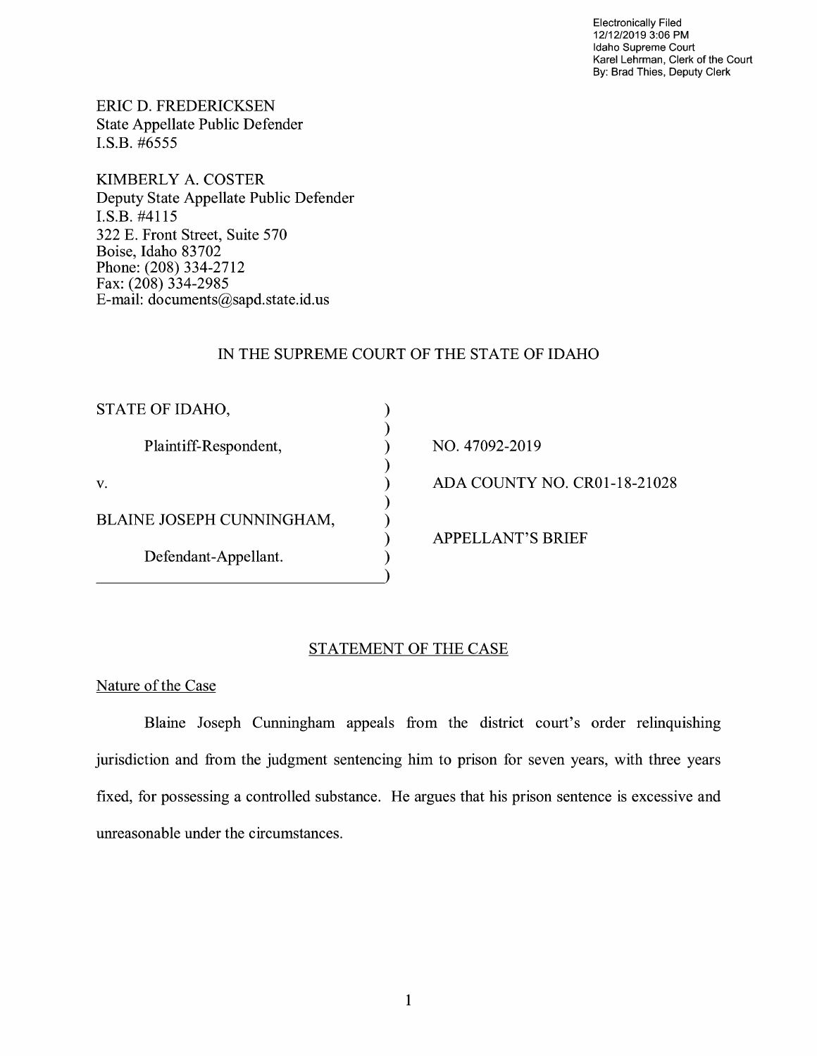Electronically Filed
12/12/2019 3:06 PM
Idaho Supreme Court
Karel Lehrman, Clerk of the Court
By: Brad Thies, Deputy Clerk

ERIC D. FREDERICKSEN
State Appellate Public Defender
I.S.B. #6555

KIMBERLY A. COSTER
Deputy State Appellate Public Defender
I.S.B. #4115
322 E. Front Street, Suite 570
Boise, Idaho 83702
Phone: (208) 334-2712
Fax: (208) 334-2985
E-mail: documents@sapd.state.id.us

IN THE SUPREME COURT OF THE STATE OF IDAHO

| | | |
|---|---|---|
| STATE OF IDAHO, | ) | |
| | ) | |
| Plaintiff-Respondent, | ) | NO. 47092-2019 |
| | ) | |
| v. | ) | ADA COUNTY NO. CR01-18-21028 |
| | ) | |
| BLAINE JOSEPH CUNNINGHAM, | ) | |
| | ) | APPELLANT'S BRIEF |
| Defendant-Appellant. | ) | |
| | ) | |

## STATEMENT OF THE CASE

### Nature of the Case

Blaine Joseph Cunningham appeals from the district court's order relinquishing jurisdiction and from the judgment sentencing him to prison for seven years, with three years fixed, for possessing a controlled substance. He argues that his prison sentence is excessive and unreasonable under the circumstances.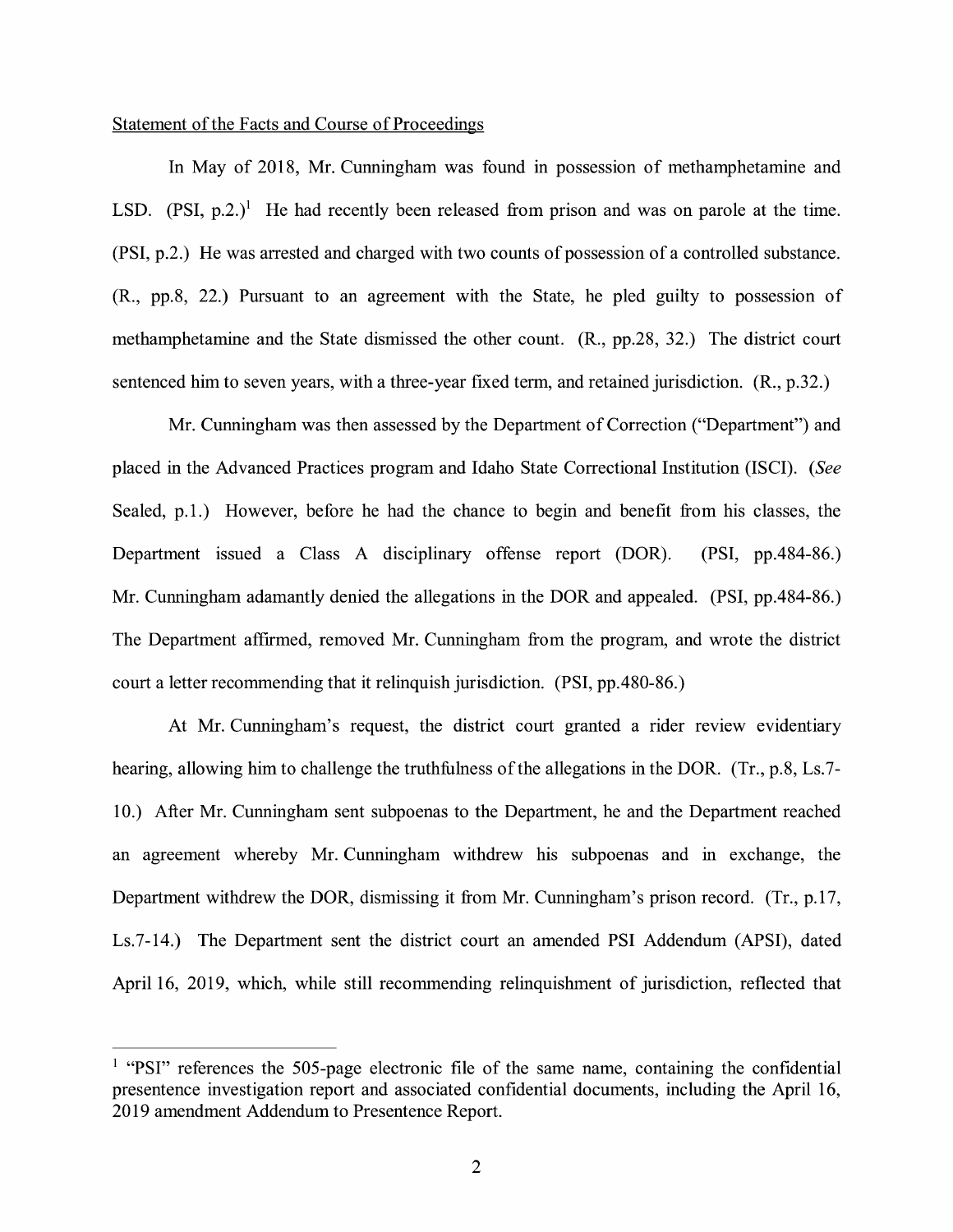Statement of the Facts and Course of Proceedings

In May of 2018, Mr. Cunningham was found in possession of methamphetamine and LSD. (PSI, p.2.)[1] He had recently been released from prison and was on parole at the time. (PSI, p.2.) He was arrested and charged with two counts of possession of a controlled substance. (R., pp.8, 22.) Pursuant to an agreement with the State, he pled guilty to possession of methamphetamine and the State dismissed the other count. (R., pp.28, 32.) The district court sentenced him to seven years, with a three-year fixed term, and retained jurisdiction. (R., p.32.)

Mr. Cunningham was then assessed by the Department of Correction ("Department") and placed in the Advanced Practices program and Idaho State Correctional Institution (ISCI). (*See* Sealed, p.1.) However, before he had the chance to begin and benefit from his classes, the Department issued a Class A disciplinary offense report (DOR). (PSI, pp.484-86.) Mr. Cunningham adamantly denied the allegations in the DOR and appealed. (PSI, pp.484-86.) The Department affirmed, removed Mr. Cunningham from the program, and wrote the district court a letter recommending that it relinquish jurisdiction. (PSI, pp.480-86.)

At Mr. Cunningham's request, the district court granted a rider review evidentiary hearing, allowing him to challenge the truthfulness of the allegations in the DOR. (Tr., p.8, Ls.7-10.) After Mr. Cunningham sent subpoenas to the Department, he and the Department reached an agreement whereby Mr. Cunningham withdrew his subpoenas and in exchange, the Department withdrew the DOR, dismissing it from Mr. Cunningham's prison record. (Tr., p.17, Ls.7-14.) The Department sent the district court an amended PSI Addendum (APSI), dated April 16, 2019, which, while still recommending relinquishment of jurisdiction, reflected that

[1] "PSI" references the 505-page electronic file of the same name, containing the confidential presentence investigation report and associated confidential documents, including the April 16, 2019 amendment Addendum to Presentence Report.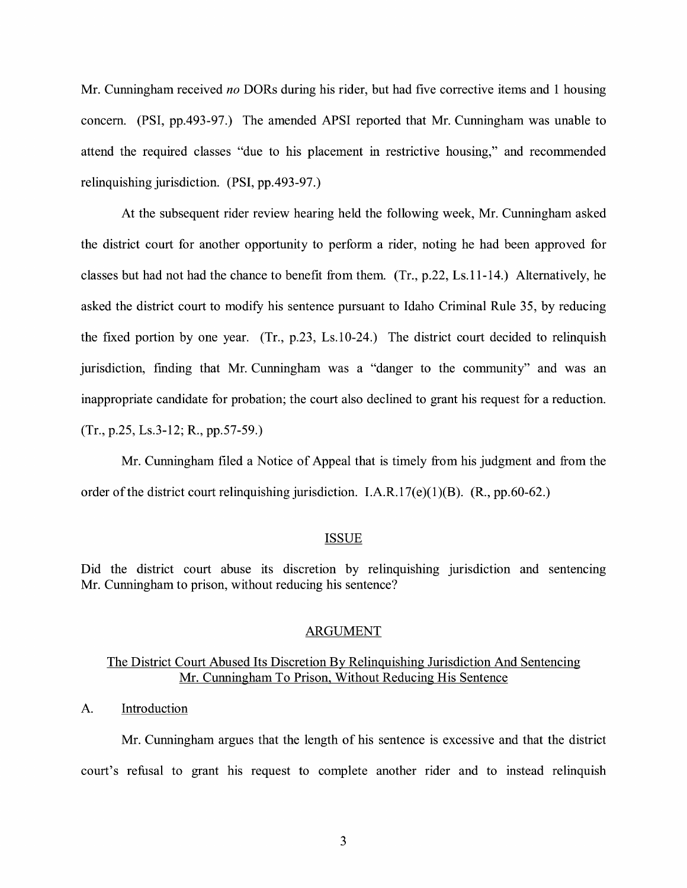Mr. Cunningham received *no* DORs during his rider, but had five corrective items and 1 housing concern. (PSI, pp.493-97.) The amended APSI reported that Mr. Cunningham was unable to attend the required classes "due to his placement in restrictive housing," and recommended relinquishing jurisdiction. (PSI, pp.493-97.)

At the subsequent rider review hearing held the following week, Mr. Cunningham asked the district court for another opportunity to perform a rider, noting he had been approved for classes but had not had the chance to benefit from them. (Tr., p.22, Ls.11-14.) Alternatively, he asked the district court to modify his sentence pursuant to Idaho Criminal Rule 35, by reducing the fixed portion by one year. (Tr., p.23, Ls.10-24.) The district court decided to relinquish jurisdiction, finding that Mr. Cunningham was a "danger to the community" and was an inappropriate candidate for probation; the court also declined to grant his request for a reduction. (Tr., p.25, Ls.3-12; R., pp.57-59.)

Mr. Cunningham filed a Notice of Appeal that is timely from his judgment and from the order of the district court relinquishing jurisdiction. I.A.R.17(e)(1)(B). (R., pp.60-62.)

## ISSUE

Did the district court abuse its discretion by relinquishing jurisdiction and sentencing Mr. Cunningham to prison, without reducing his sentence?

## ARGUMENT

### The District Court Abused Its Discretion By Relinquishing Jurisdiction And Sentencing Mr. Cunningham To Prison, Without Reducing His Sentence

#### A. Introduction

Mr. Cunningham argues that the length of his sentence is excessive and that the district court's refusal to grant his request to complete another rider and to instead relinquish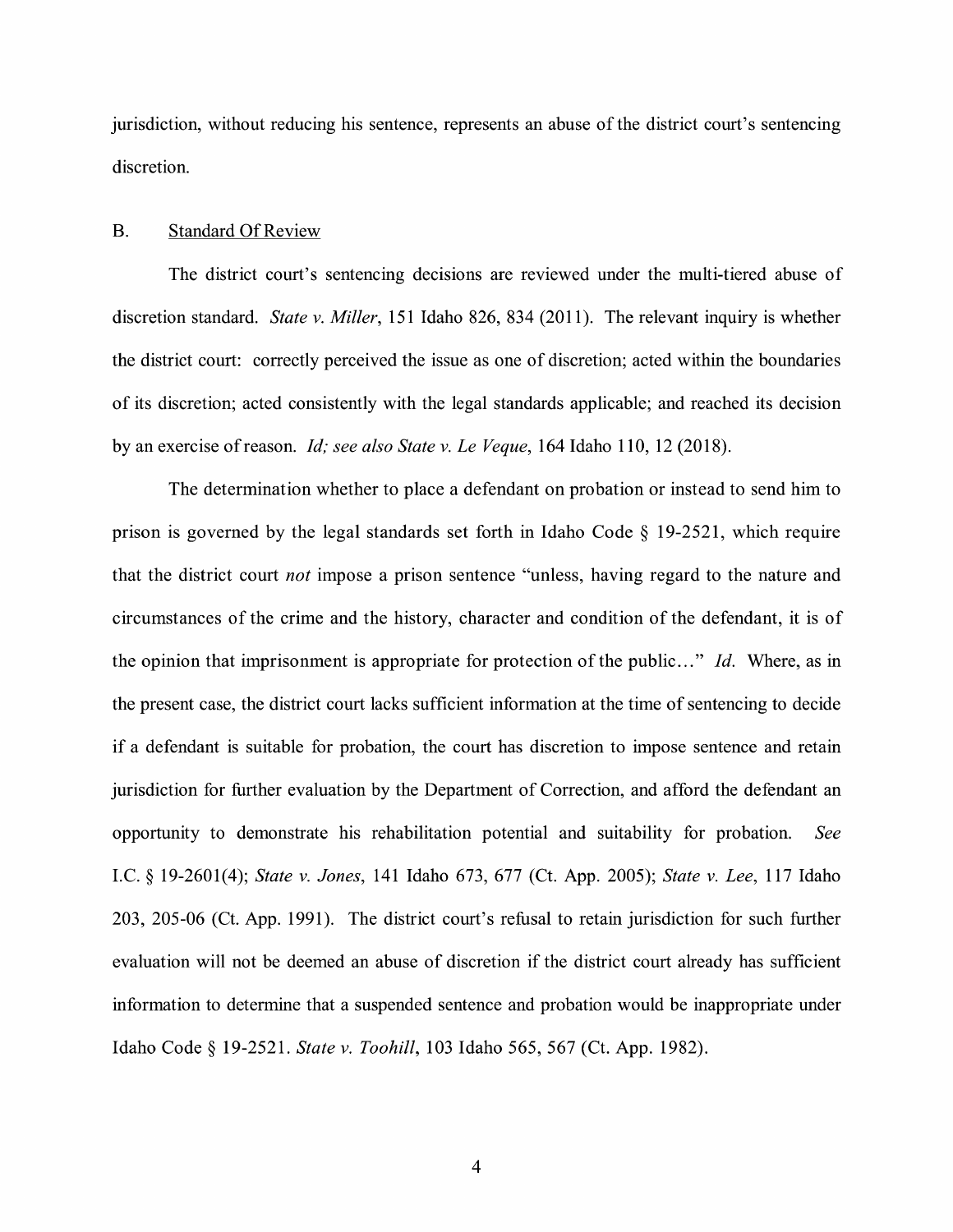jurisdiction, without reducing his sentence, represents an abuse of the district court's sentencing discretion.

## B. Standard Of Review

The district court's sentencing decisions are reviewed under the multi-tiered abuse of discretion standard. *State v. Miller*, 151 Idaho 826, 834 (2011). The relevant inquiry is whether the district court: correctly perceived the issue as one of discretion; acted within the boundaries of its discretion; acted consistently with the legal standards applicable; and reached its decision by an exercise of reason. *Id; see also State v. Le Veque*, 164 Idaho 110, 12 (2018).

The determination whether to place a defendant on probation or instead to send him to prison is governed by the legal standards set forth in Idaho Code § 19-2521, which require that the district court *not* impose a prison sentence "unless, having regard to the nature and circumstances of the crime and the history, character and condition of the defendant, it is of the opinion that imprisonment is appropriate for protection of the public…" *Id.* Where, as in the present case, the district court lacks sufficient information at the time of sentencing to decide if a defendant is suitable for probation, the court has discretion to impose sentence and retain jurisdiction for further evaluation by the Department of Correction, and afford the defendant an opportunity to demonstrate his rehabilitation potential and suitability for probation. *See* I.C. § 19-2601(4); *State v. Jones*, 141 Idaho 673, 677 (Ct. App. 2005); *State v. Lee*, 117 Idaho 203, 205-06 (Ct. App. 1991). The district court's refusal to retain jurisdiction for such further evaluation will not be deemed an abuse of discretion if the district court already has sufficient information to determine that a suspended sentence and probation would be inappropriate under Idaho Code § 19-2521. *State v. Toohill*, 103 Idaho 565, 567 (Ct. App. 1982).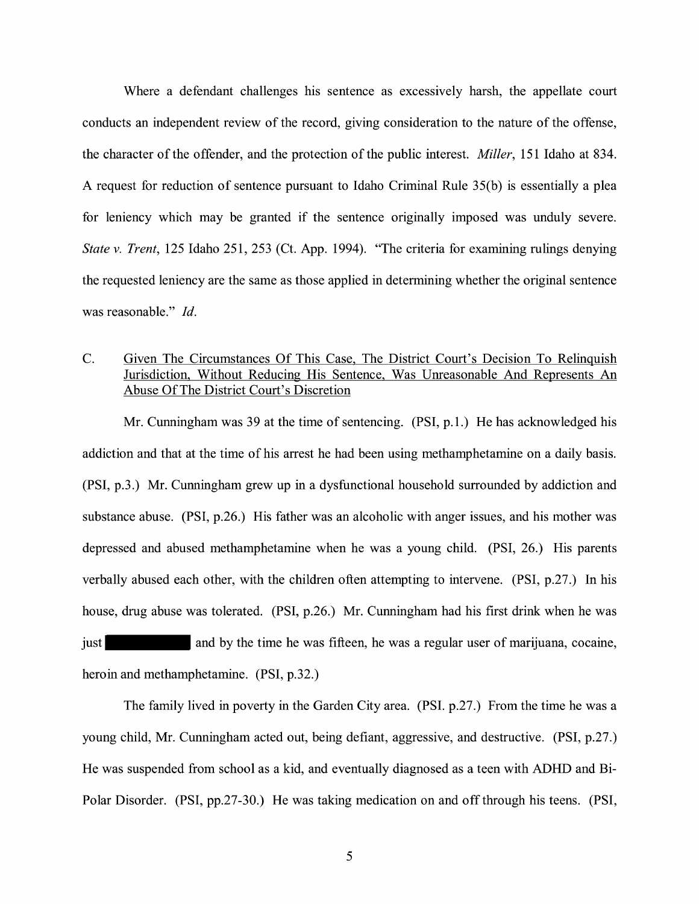Where a defendant challenges his sentence as excessively harsh, the appellate court conducts an independent review of the record, giving consideration to the nature of the offense, the character of the offender, and the protection of the public interest. *Miller*, 151 Idaho at 834. A request for reduction of sentence pursuant to Idaho Criminal Rule 35(b) is essentially a plea for leniency which may be granted if the sentence originally imposed was unduly severe. *State v. Trent*, 125 Idaho 251, 253 (Ct. App. 1994). "The criteria for examining rulings denying the requested leniency are the same as those applied in determining whether the original sentence was reasonable." *Id*.

C. Given The Circumstances Of This Case, The District Court's Decision To Relinquish Jurisdiction, Without Reducing His Sentence, Was Unreasonable And Represents An Abuse Of The District Court's Discretion

Mr. Cunningham was 39 at the time of sentencing. (PSI, p.1.) He has acknowledged his addiction and that at the time of his arrest he had been using methamphetamine on a daily basis. (PSI, p.3.) Mr. Cunningham grew up in a dysfunctional household surrounded by addiction and substance abuse. (PSI, p.26.) His father was an alcoholic with anger issues, and his mother was depressed and abused methamphetamine when he was a young child. (PSI, 26.) His parents verbally abused each other, with the children often attempting to intervene. (PSI, p.27.) In his house, drug abuse was tolerated. (PSI, p.26.) Mr. Cunningham had his first drink when he was just [REDACTED] and by the time he was fifteen, he was a regular user of marijuana, cocaine, heroin and methamphetamine. (PSI, p.32.)

The family lived in poverty in the Garden City area. (PSI. p.27.) From the time he was a young child, Mr. Cunningham acted out, being defiant, aggressive, and destructive. (PSI, p.27.) He was suspended from school as a kid, and eventually diagnosed as a teen with ADHD and Bi-Polar Disorder. (PSI, pp.27-30.) He was taking medication on and off through his teens. (PSI,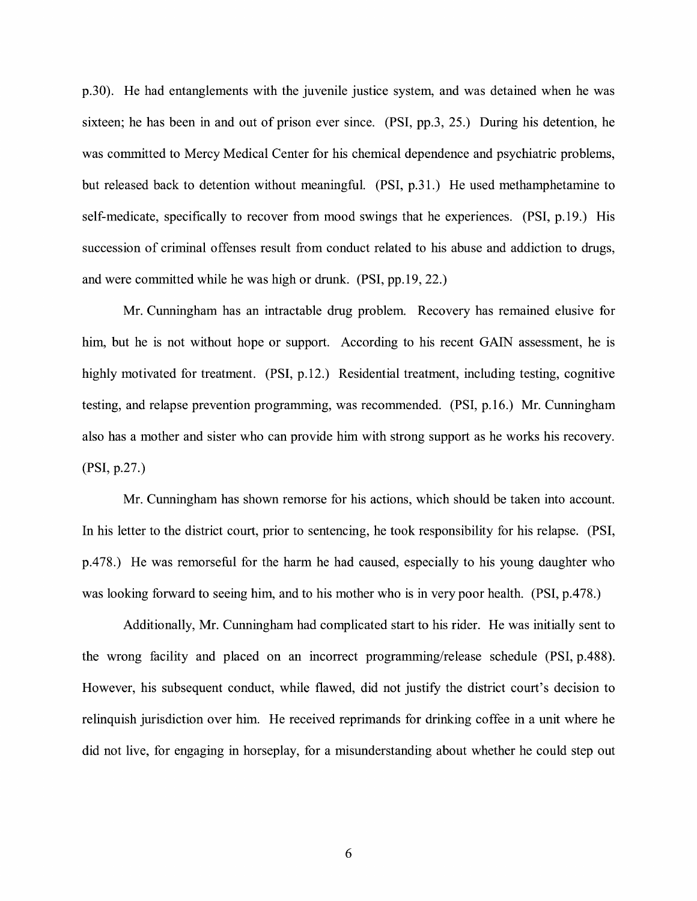p.30). He had entanglements with the juvenile justice system, and was detained when he was sixteen; he has been in and out of prison ever since. (PSI, pp.3, 25.) During his detention, he was committed to Mercy Medical Center for his chemical dependence and psychiatric problems, but released back to detention without meaningful. (PSI, p.31.) He used methamphetamine to self-medicate, specifically to recover from mood swings that he experiences. (PSI, p.19.) His succession of criminal offenses result from conduct related to his abuse and addiction to drugs, and were committed while he was high or drunk. (PSI, pp.19, 22.)

Mr. Cunningham has an intractable drug problem. Recovery has remained elusive for him, but he is not without hope or support. According to his recent GAIN assessment, he is highly motivated for treatment. (PSI, p.12.) Residential treatment, including testing, cognitive testing, and relapse prevention programming, was recommended. (PSI, p.16.) Mr. Cunningham also has a mother and sister who can provide him with strong support as he works his recovery. (PSI, p.27.)

Mr. Cunningham has shown remorse for his actions, which should be taken into account. In his letter to the district court, prior to sentencing, he took responsibility for his relapse. (PSI, p.478.) He was remorseful for the harm he had caused, especially to his young daughter who was looking forward to seeing him, and to his mother who is in very poor health. (PSI, p.478.)

Additionally, Mr. Cunningham had complicated start to his rider. He was initially sent to the wrong facility and placed on an incorrect programming/release schedule (PSI, p.488). However, his subsequent conduct, while flawed, did not justify the district court's decision to relinquish jurisdiction over him. He received reprimands for drinking coffee in a unit where he did not live, for engaging in horseplay, for a misunderstanding about whether he could step out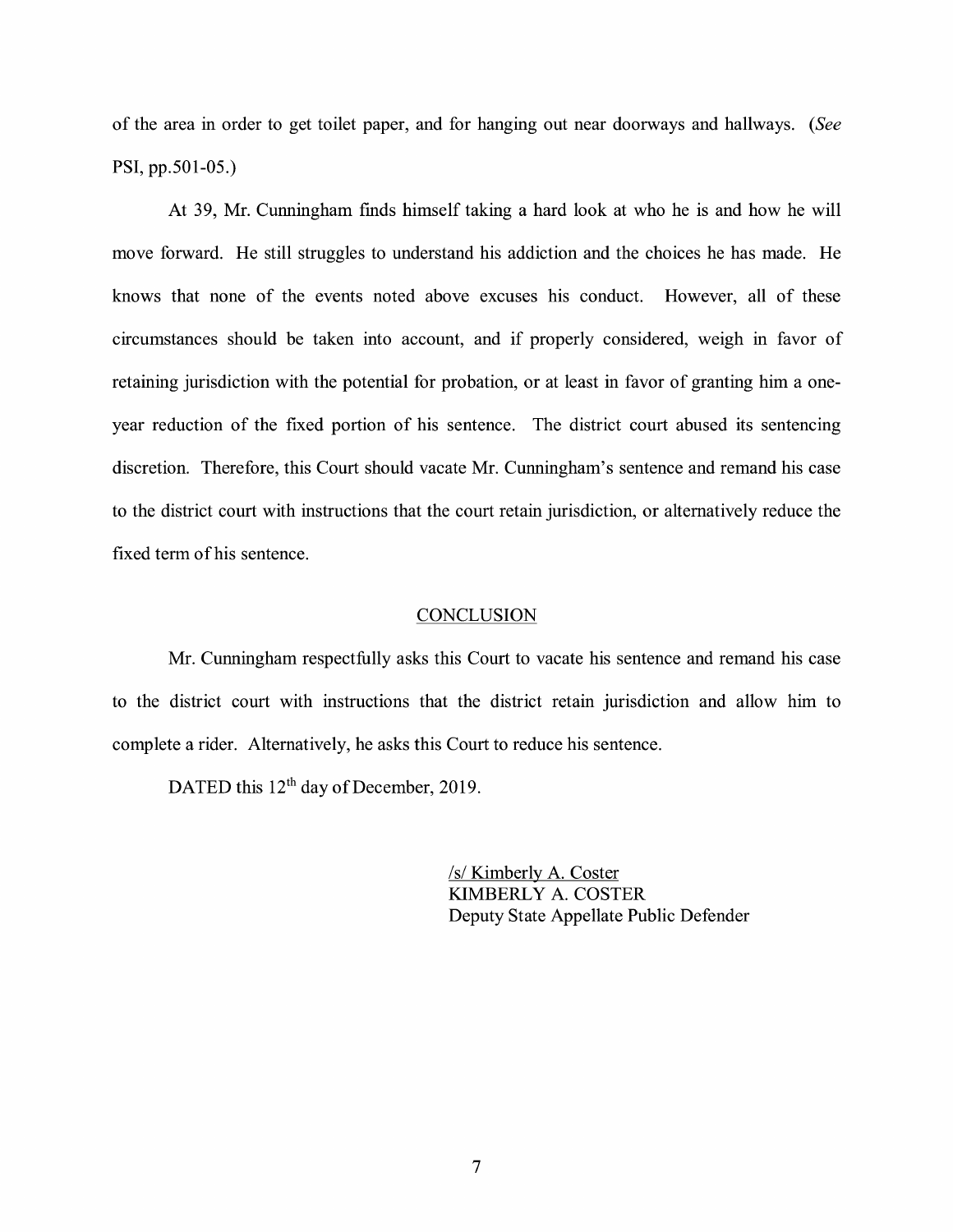of the area in order to get toilet paper, and for hanging out near doorways and hallways. (*See* PSI, pp.501-05.)

At 39, Mr. Cunningham finds himself taking a hard look at who he is and how he will move forward. He still struggles to understand his addiction and the choices he has made. He knows that none of the events noted above excuses his conduct. However, all of these circumstances should be taken into account, and if properly considered, weigh in favor of retaining jurisdiction with the potential for probation, or at least in favor of granting him a one-year reduction of the fixed portion of his sentence. The district court abused its sentencing discretion. Therefore, this Court should vacate Mr. Cunningham's sentence and remand his case to the district court with instructions that the court retain jurisdiction, or alternatively reduce the fixed term of his sentence.

## CONCLUSION

Mr. Cunningham respectfully asks this Court to vacate his sentence and remand his case to the district court with instructions that the district retain jurisdiction and allow him to complete a rider. Alternatively, he asks this Court to reduce his sentence.

DATED this 12th day of December, 2019.

/s/ Kimberly A. Coster
KIMBERLY A. COSTER
Deputy State Appellate Public Defender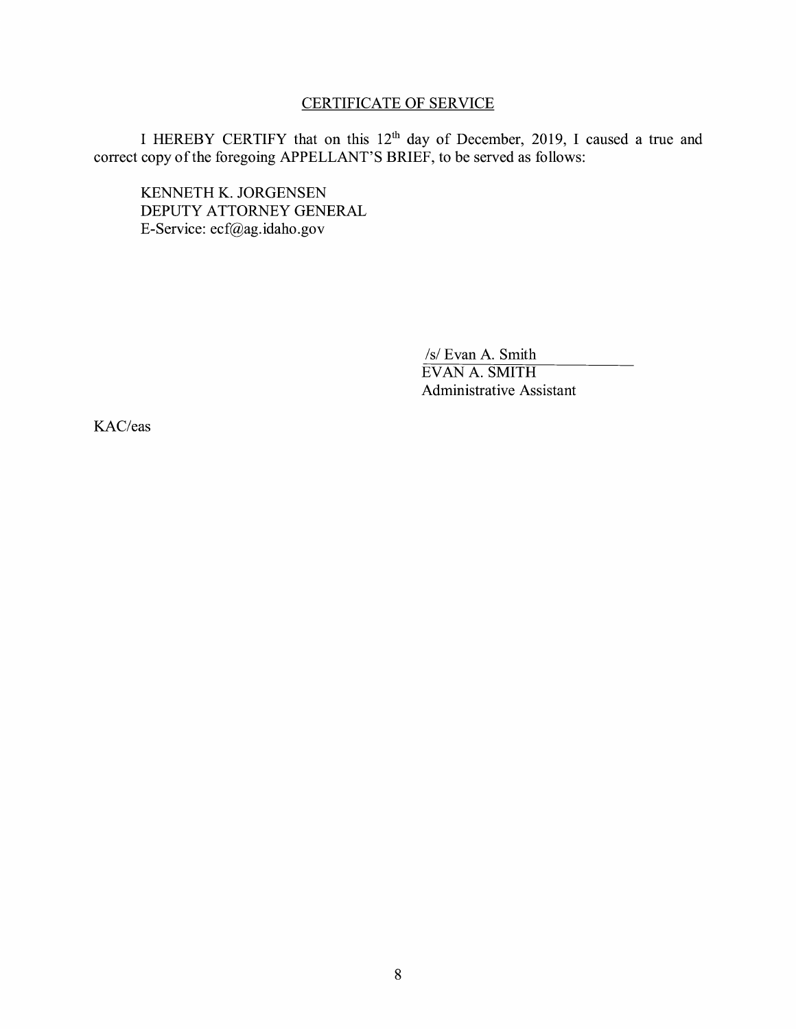## CERTIFICATE OF SERVICE

I HEREBY CERTIFY that on this 12th day of December, 2019, I caused a true and correct copy of the foregoing APPELLANT'S BRIEF, to be served as follows:

KENNETH K. JORGENSEN
DEPUTY ATTORNEY GENERAL
E-Service: ecf@ag.idaho.gov

/s/ Evan A. Smith
EVAN A. SMITH
Administrative Assistant

KAC/eas